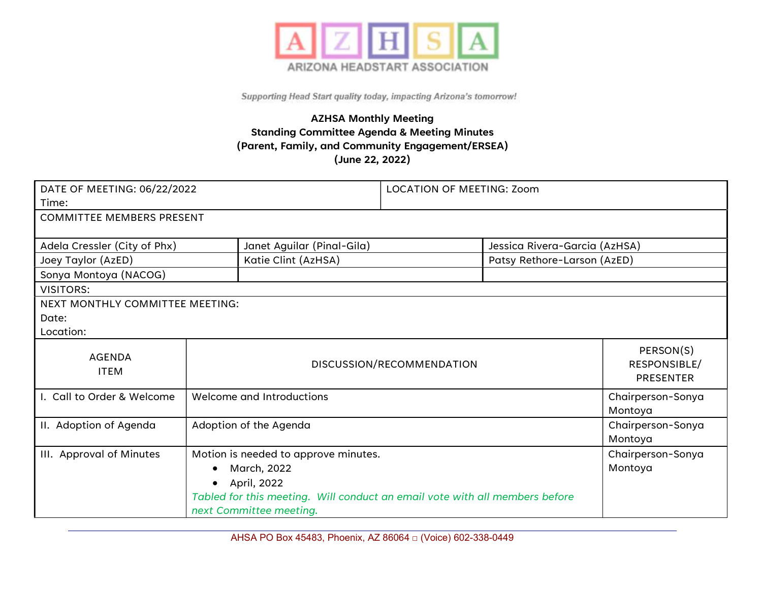ARIZONA HEADSTART ASSOCIATION

*Supporting Head Start quality today, impacting Arizona's tomorrow!*

**AZHSA Monthly Meeting**
**Standing Committee Agenda & Meeting Minutes**
**(Parent, Family, and Community Engagement/ERSEA)**
**(June 22, 2022)**

| DATE OF MEETING: 06/22/2022<br>Time: | | LOCATION OF MEETING: Zoom |
|---|---|---|
| COMMITTEE MEMBERS PRESENT | | |
| Adela Cressler (City of Phx) | Janet Aguilar (Pinal-Gila) | Jessica Rivera-Garcia (AzHSA) |
| Joey Taylor (AzED) | Katie Clint (AzHSA) | Patsy Rethore-Larson (AzED) |
| Sonya Montoya (NACOG) | | |
| VISITORS: | | |
| NEXT MONTHLY COMMITTEE MEETING:<br>Date:<br>Location: | | |

| AGENDA ITEM | DISCUSSION/RECOMMENDATION | PERSON(S) RESPONSIBLE/ PRESENTER |
|---|---|---|
| I. Call to Order & Welcome | Welcome and Introductions | Chairperson-Sonya Montoya |
| II. Adoption of Agenda | Adoption of the Agenda | Chairperson-Sonya Montoya |
| III. Approval of Minutes | Motion is needed to approve minutes.<br>• March, 2022<br>• April, 2022<br>*Tabled for this meeting. Will conduct an email vote with all members before next Committee meeting.* | Chairperson-Sonya Montoya |

AHSA PO Box 45483, Phoenix, AZ 86064 □ (Voice) 602-338-0449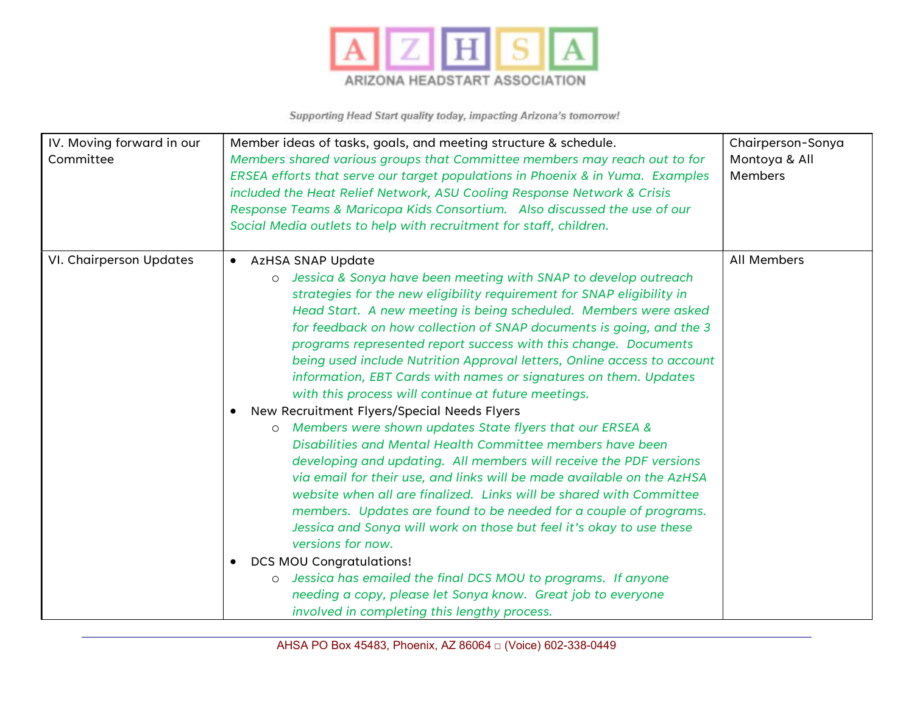| IV. Moving forward in our Committee | Member ideas of tasks, goals, and meeting structure & schedule. *Members shared various groups that Committee members may reach out to for ERSEA efforts that serve our target populations in Phoenix & in Yuma. Examples included the Heat Relief Network, ASU Cooling Response Network & Crisis Response Teams & Maricopa Kids Consortium. Also discussed the use of our Social Media outlets to help with recruitment for staff, children.* | Chairperson-Sonya Montoya & All Members |
| --- | --- | --- |
| VI. Chairperson Updates | • AzHSA SNAP Update<br>  ○ *Jessica & Sonya have been meeting with SNAP to develop outreach strategies for the new eligibility requirement for SNAP eligibility in Head Start. A new meeting is being scheduled. Members were asked for feedback on how collection of SNAP documents is going, and the 3 programs represented report success with this change. Documents being used include Nutrition Approval letters, Online access to account information, EBT Cards with names or signatures on them. Updates with this process will continue at future meetings.*<br>• New Recruitment Flyers/Special Needs Flyers<br>  ○ *Members were shown updates State flyers that our ERSEA & Disabilities and Mental Health Committee members have been developing and updating. All members will receive the PDF versions via email for their use, and links will be made available on the AzHSA website when all are finalized. Links will be shared with Committee members. Updates are found to be needed for a couple of programs. Jessica and Sonya will work on those but feel it's okay to use these versions for now.*<br>• DCS MOU Congratulations!<br>  ○ *Jessica has emailed the final DCS MOU to programs. If anyone needing a copy, please let Sonya know. Great job to everyone involved in completing this lengthy process.* | All Members |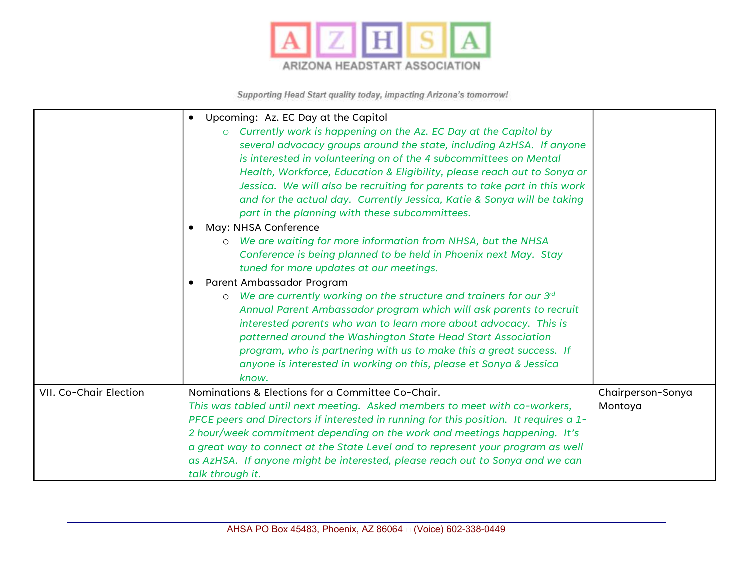| | | |
|---|---|---|
| | • Upcoming: Az. EC Day at the Capitol<br>  ○ *Currently work is happening on the Az. EC Day at the Capitol by several advocacy groups around the state, including AzHSA. If anyone is interested in volunteering on of the 4 subcommittees on Mental Health, Workforce, Education & Eligibility, please reach out to Sonya or Jessica. We will also be recruiting for parents to take part in this work and for the actual day. Currently Jessica, Katie & Sonya will be taking part in the planning with these subcommittees.*<br>• May: NHSA Conference<br>  ○ *We are waiting for more information from NHSA, but the NHSA Conference is being planned to be held in Phoenix next May. Stay tuned for more updates at our meetings.*<br>• Parent Ambassador Program<br>  ○ *We are currently working on the structure and trainers for our 3rd Annual Parent Ambassador program which will ask parents to recruit interested parents who wan to learn more about advocacy. This is patterned around the Washington State Head Start Association program, who is partnering with us to make this a great success. If anyone is interested in working on this, please et Sonya & Jessica know.* | |
| VII. Co-Chair Election | Nominations & Elections for a Committee Co-Chair.<br>*This was tabled until next meeting. Asked members to meet with co-workers, PFCE peers and Directors if interested in running for this position. It requires a 1-2 hour/week commitment depending on the work and meetings happening. It's a great way to connect at the State Level and to represent your program as well as AzHSA. If anyone might be interested, please reach out to Sonya and we can talk through it.* | Chairperson-Sonya Montoya |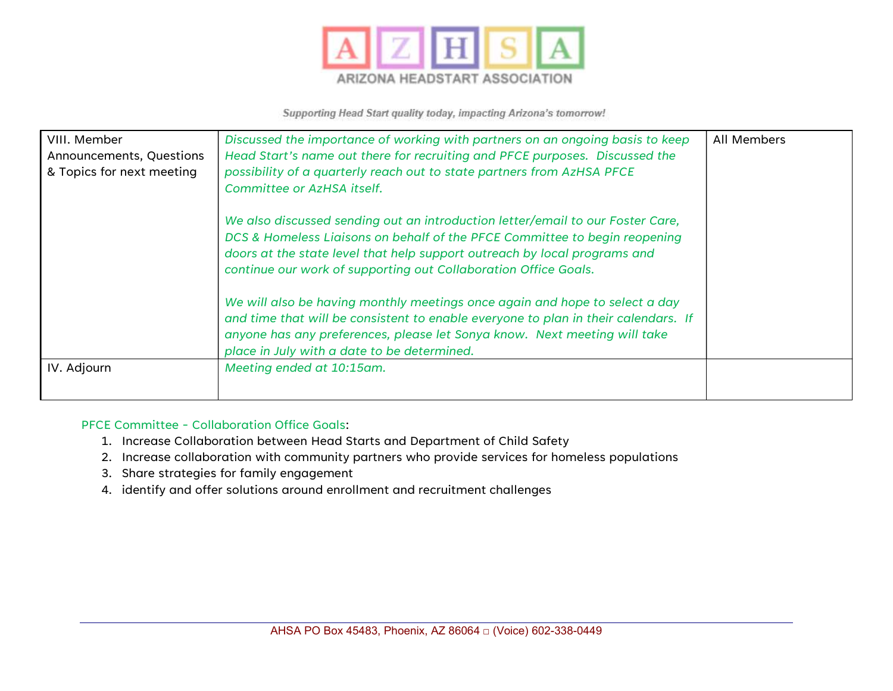| | | |
|---|---|---|
| VIII. Member Announcements, Questions & Topics for next meeting | *Discussed the importance of working with partners on an ongoing basis to keep Head Start's name out there for recruiting and PFCE purposes. Discussed the possibility of a quarterly reach out to state partners from AzHSA PFCE Committee or AzHSA itself.*<br><br>*We also discussed sending out an introduction letter/email to our Foster Care, DCS & Homeless Liaisons on behalf of the PFCE Committee to begin reopening doors at the state level that help support outreach by local programs and continue our work of supporting out Collaboration Office Goals.*<br><br>*We will also be having monthly meetings once again and hope to select a day and time that will be consistent to enable everyone to plan in their calendars. If anyone has any preferences, please let Sonya know. Next meeting will take place in July with a date to be determined.* | All Members |
| IV. Adjourn | *Meeting ended at 10:15am.* | |

PFCE Committee - Collaboration Office Goals:

1. Increase Collaboration between Head Starts and Department of Child Safety
2. Increase collaboration with community partners who provide services for homeless populations
3. Share strategies for family engagement
4. identify and offer solutions around enrollment and recruitment challenges